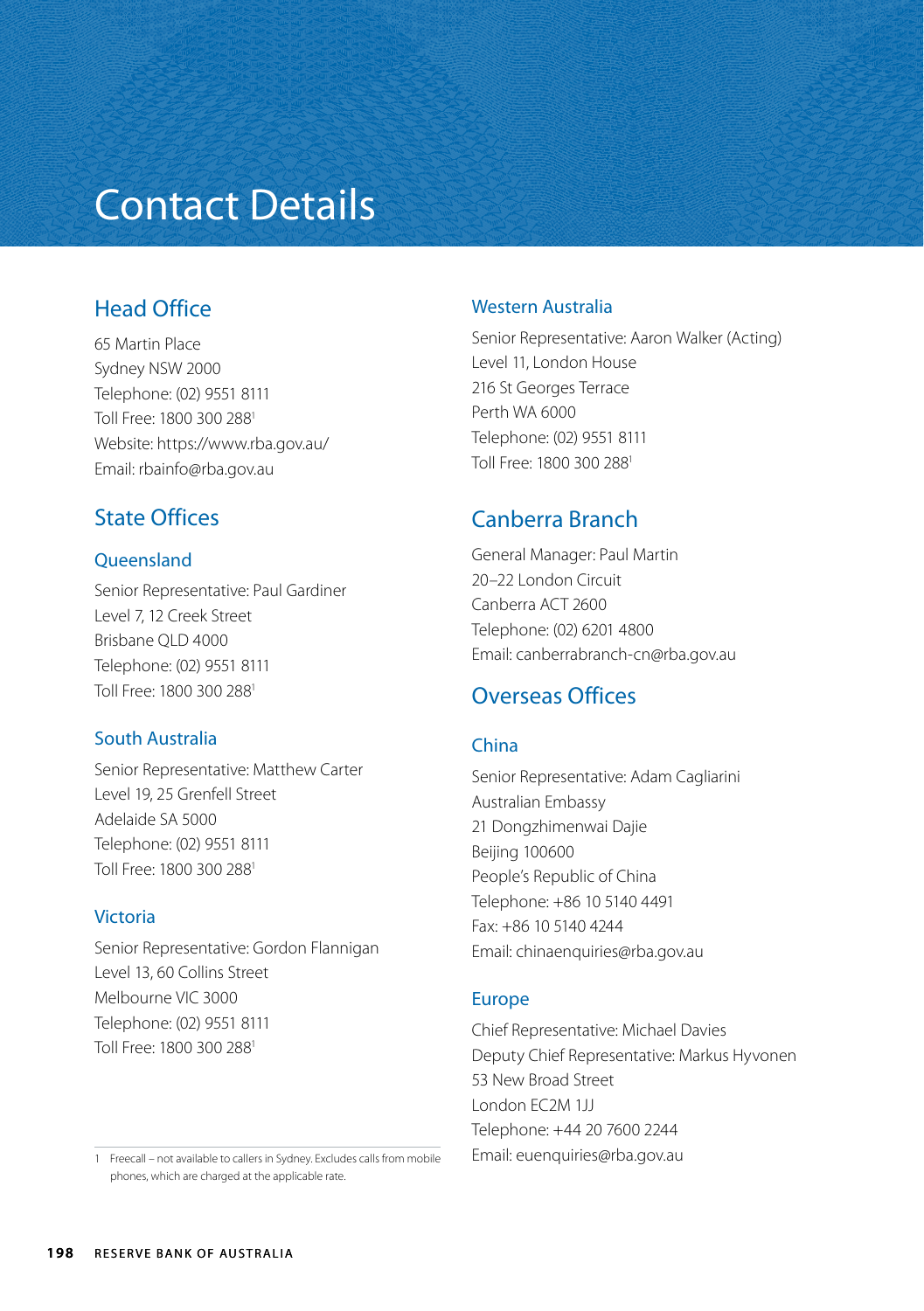# Contact Details

## Head Office

65 Martin Place
Sydney NSW 2000
Telephone: (02) 9551 8111
Toll Free: 1800 300 288[1]
Website: https://www.rba.gov.au/
Email: rbainfo@rba.gov.au

## State Offices

### Queensland

Senior Representative: Paul Gardiner
Level 7, 12 Creek Street
Brisbane QLD 4000
Telephone: (02) 9551 8111
Toll Free: 1800 300 288[1]

### South Australia

Senior Representative: Matthew Carter
Level 19, 25 Grenfell Street
Adelaide SA 5000
Telephone: (02) 9551 8111
Toll Free: 1800 300 288[1]

### Victoria

Senior Representative: Gordon Flannigan
Level 13, 60 Collins Street
Melbourne VIC 3000
Telephone: (02) 9551 8111
Toll Free: 1800 300 288[1]

### Western Australia

Senior Representative: Aaron Walker (Acting)
Level 11, London House
216 St Georges Terrace
Perth WA 6000
Telephone: (02) 9551 8111
Toll Free: 1800 300 288[1]

## Canberra Branch

General Manager: Paul Martin
20–22 London Circuit
Canberra ACT 2600
Telephone: (02) 6201 4800
Email: canberrabranch-cn@rba.gov.au

## Overseas Offices

### China

Senior Representative: Adam Cagliarini
Australian Embassy
21 Dongzhimenwai Dajie
Beijing 100600
People's Republic of China
Telephone: +86 10 5140 4491
Fax: +86 10 5140 4244
Email: chinaenquiries@rba.gov.au

### Europe

Chief Representative: Michael Davies
Deputy Chief Representative: Markus Hyvonen
53 New Broad Street
London EC2M 1JJ
Telephone: +44 20 7600 2244
Email: euenquiries@rba.gov.au

1 Freecall – not available to callers in Sydney. Excludes calls from mobile phones, which are charged at the applicable rate.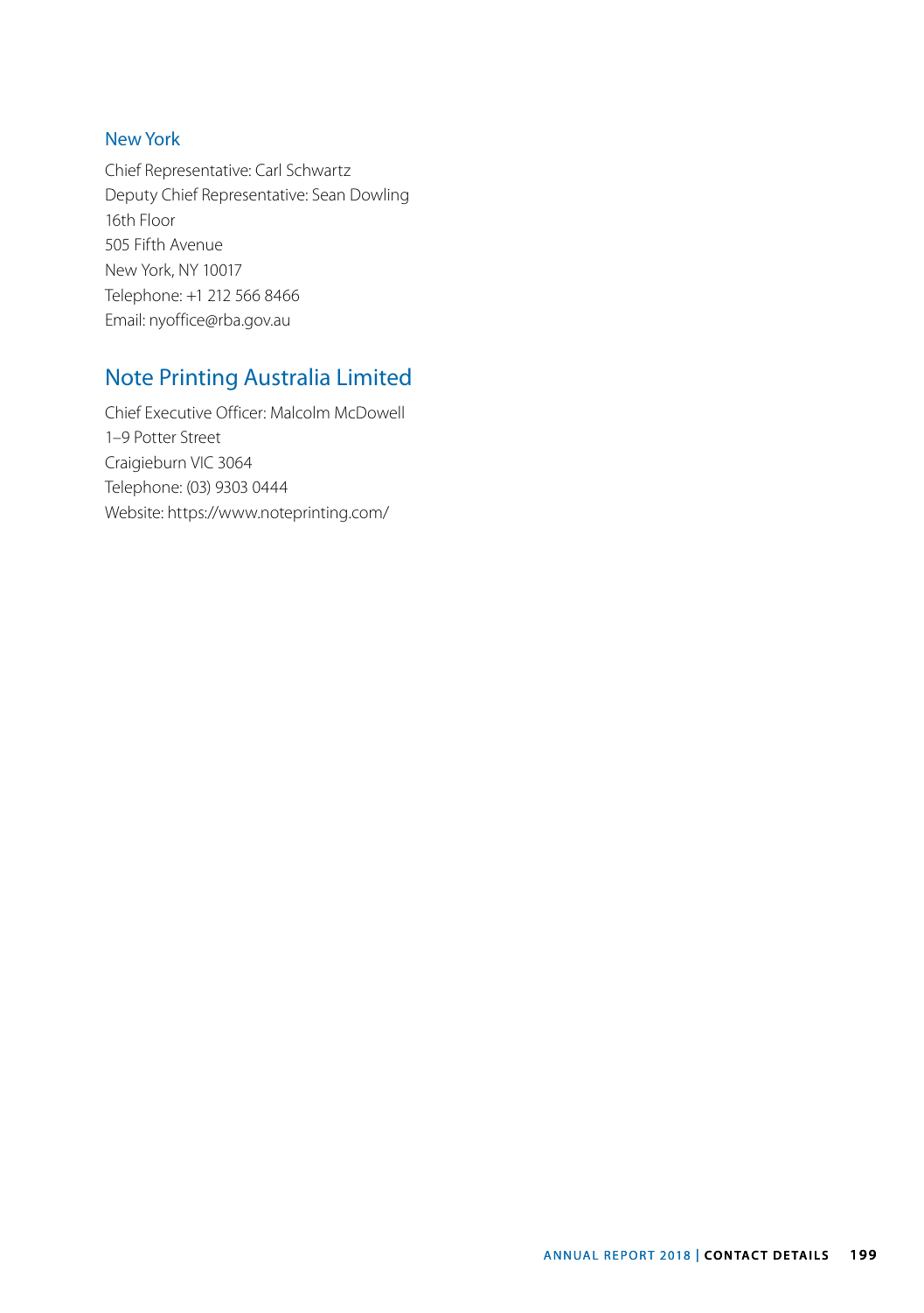### New York

Chief Representative: Carl Schwartz
Deputy Chief Representative: Sean Dowling
16th Floor
505 Fifth Avenue
New York, NY 10017
Telephone: +1 212 566 8466
Email: nyoffice@rba.gov.au

## Note Printing Australia Limited

Chief Executive Officer: Malcolm McDowell
1–9 Potter Street
Craigieburn VIC 3064
Telephone: (03) 9303 0444
Website: https://www.noteprinting.com/